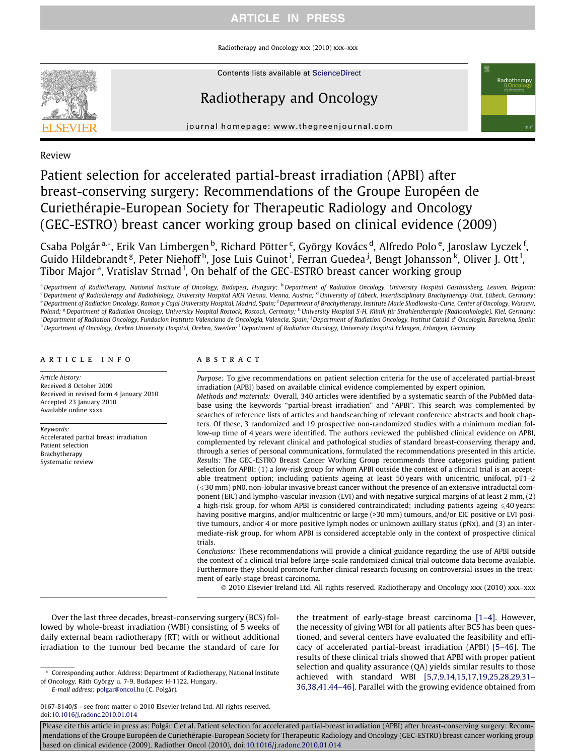Review

# Patient selection for accelerated partial-breast irradiation (APBI) after breast-conserving surgery: Recommendations of the Groupe Européen de Curiethérapie-European Society for Therapeutic Radiology and Oncology (GEC-ESTRO) breast cancer working group based on clinical evidence (2009)

Csaba Polgár [a,*], Erik Van Limbergen [b], Richard Pötter [c], György Kovács [d], Alfredo Polo [e], Jaroslaw Lyczek [f], Guido Hildebrandt [g], Peter Niehoff [h], Jose Luis Guinot [i], Ferran Guedea [j], Bengt Johansson [k], Oliver J. Ott [l], Tibor Major [a], Vratislav Strnad [l], On behalf of the GEC-ESTRO breast cancer working group

[a] Department of Radiotherapy, National Institute of Oncology, Budapest, Hungary; [b] Department of Radiation Oncology, University Hospital Gasthuisberg, Leuven, Belgium; [c] Department of Radiotherapy and Radiobiology, University Hospital AKH Vienna, Vienna, Austria; [d] University of Lübeck, Interdisciplinary Brachytherapy Unit, Lübeck, Germany; [e] Department of Radiation Oncology, Ramon y Cajal University Hospital, Madrid, Spain; [f] Department of Brachytherapy, Institute Marie Skodlowska-Curie, Center of Oncology, Warsaw, Poland; [g] Department of Radiation Oncology, University Hospital Rostock, Rostock, Germany; [h] University Hospital S-H, Klinik für Strahlentherapie (Radioonkologie), Kiel, Germany; [i] Department of Radiation Oncology, Fundacion Instituto Valenciano de Oncologia, Valencia, Spain; [j] Department of Radiation Oncology, Institut Catalá d' Oncologia, Barcelona, Spain; [k] Department of Oncology, Örebro University Hospital, Örebro, Sweden; [l] Department of Radiation Oncology, University Hospital Erlangen, Erlangen, Germany

## ARTICLE INFO

*Article history:*
Received 8 October 2009
Received in revised form 4 January 2010
Accepted 23 January 2010
Available online xxxx

*Keywords:*
Accelerated partial breast irradiation
Patient selection
Brachytherapy
Systematic review

## ABSTRACT

*Purpose:* To give recommendations on patient selection criteria for the use of accelerated partial-breast irradiation (APBI) based on available clinical evidence complemented by expert opinion.

*Methods and materials:* Overall, 340 articles were identified by a systematic search of the PubMed database using the keywords "partial-breast irradiation" and "APBI". This search was complemented by searches of reference lists of articles and handsearching of relevant conference abstracts and book chapters. Of these, 3 randomized and 19 prospective non-randomized studies with a minimum median follow-up time of 4 years were identified. The authors reviewed the published clinical evidence on APBI, complemented by relevant clinical and pathological studies of standard breast-conserving therapy and, through a series of personal communications, formulated the recommendations presented in this article.

*Results:* The GEC-ESTRO Breast Cancer Working Group recommends three categories guiding patient selection for APBI: (1) a low-risk group for whom APBI outside the context of a clinical trial is an acceptable treatment option; including patients ageing at least 50 years with unicentric, unifocal, pT1–2 (⩽30 mm) pN0, non-lobular invasive breast cancer without the presence of an extensive intraductal component (EIC) and lympho-vascular invasion (LVI) and with negative surgical margins of at least 2 mm, (2) a high-risk group, for whom APBI is considered contraindicated; including patients ageing ⩽40 years; having positive margins, and/or multicentric or large (>30 mm) tumours, and/or EIC positive or LVI positive tumours, and/or 4 or more positive lymph nodes or unknown axillary status (pNx), and (3) an intermediate-risk group, for whom APBI is considered acceptable only in the context of prospective clinical trials.

*Conclusions:* These recommendations will provide a clinical guidance regarding the use of APBI outside the context of a clinical trial before large-scale randomized clinical trial outcome data become available. Furthermore they should promote further clinical research focusing on controversial issues in the treatment of early-stage breast carcinoma.

© 2010 Elsevier Ireland Ltd. All rights reserved. Radiotherapy and Oncology xxx (2010) xxx–xxx

Over the last three decades, breast-conserving surgery (BCS) followed by whole-breast irradiation (WBI) consisting of 5 weeks of daily external beam radiotherapy (RT) with or without additional irradiation to the tumour bed became the standard of care for the treatment of early-stage breast carcinoma [1–4]. However, the necessity of giving WBI for all patients after BCS has been questioned, and several centers have evaluated the feasibility and efficacy of accelerated partial-breast irradiation (APBI) [5–46]. The results of these clinical trials showed that APBI with proper patient selection and quality assurance (QA) yields similar results to those achieved with standard WBI [5,7,9,14,15,17,19,25,28,29,31–36,38,41,44–46]. Parallel with the growing evidence obtained from

* Corresponding author. Address: Department of Radiotherapy, National Institute of Oncology, Ráth György u. 7-9, Budapest H-1122, Hungary.
E-mail address: polgar@oncol.hu (C. Polgár).

0167-8140/$ - see front matter © 2010 Elsevier Ireland Ltd. All rights reserved.
doi:10.1016/j.radonc.2010.01.014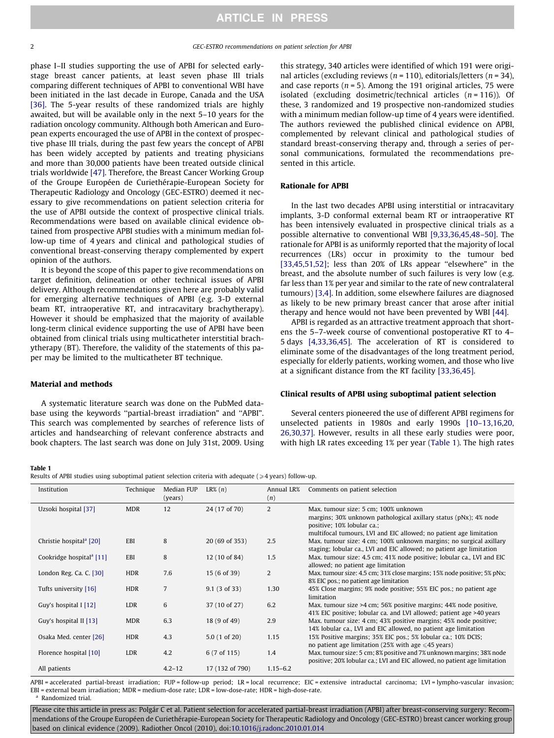phase I–II studies supporting the use of APBI for selected early-stage breast cancer patients, at least seven phase III trials comparing different techniques of APBI to conventional WBI have been initiated in the last decade in Europe, Canada and the USA [36]. The 5-year results of these randomized trials are highly awaited, but will be available only in the next 5–10 years for the radiation oncology community. Although both American and European experts encouraged the use of APBI in the context of prospective phase III trials, during the past few years the concept of APBI has been widely accepted by patients and treating physicians and more than 30,000 patients have been treated outside clinical trials worldwide [47]. Therefore, the Breast Cancer Working Group of the Groupe Européen de Curiethérapie-European Society for Therapeutic Radiology and Oncology (GEC-ESTRO) deemed it necessary to give recommendations on patient selection criteria for the use of APBI outside the context of prospective clinical trials. Recommendations were based on available clinical evidence obtained from prospective APBI studies with a minimum median follow-up time of 4 years and clinical and pathological studies of conventional breast-conserving therapy complemented by expert opinion of the authors.

It is beyond the scope of this paper to give recommendations on target definition, delineation or other technical issues of APBI delivery. Although recommendations given here are probably valid for emerging alternative techniques of APBI (e.g. 3-D external beam RT, intraoperative RT, and intracavitary brachytherapy). However it should be emphasized that the majority of available long-term clinical evidence supporting the use of APBI have been obtained from clinical trials using multicatheter interstitial brachytherapy (BT). Therefore, the validity of the statements of this paper may be limited to the multicatheter BT technique.

## Material and methods

A systematic literature search was done on the PubMed database using the keywords "partial-breast irradiation" and "APBI". This search was complemented by searches of reference lists of articles and handsearching of relevant conference abstracts and book chapters. The last search was done on July 31st, 2009. Using this strategy, 340 articles were identified of which 191 were original articles (excluding reviews ($n = 110$), editorials/letters ($n = 34$), and case reports ($n = 5$). Among the 191 original articles, 75 were isolated (excluding dosimetric/technical articles ($n = 116$)). Of these, 3 randomized and 19 prospective non-randomized studies with a minimum median follow-up time of 4 years were identified. The authors reviewed the published clinical evidence on APBI, complemented by relevant clinical and pathological studies of standard breast-conserving therapy and, through a series of personal communications, formulated the recommendations presented in this article.

## Rationale for APBI

In the last two decades APBI using interstitial or intracavitary implants, 3-D conformal external beam RT or intraoperative RT has been intensively evaluated in prospective clinical trials as a possible alternative to conventional WBI [9,33,36,45,48–50]. The rationale for APBI is as uniformly reported that the majority of local recurrences (LRs) occur in proximity to the tumour bed [33,45,51,52]; less than 20% of LRs appear "elsewhere" in the breast, and the absolute number of such failures is very low (e.g. far less than 1% per year and similar to the rate of new contralateral tumours) [3,4]. In addition, some elsewhere failures are diagnosed as likely to be new primary breast cancer that arose after initial therapy and hence would not have been prevented by WBI [44].

APBI is regarded as an attractive treatment approach that shortens the 5–7-week course of conventional postoperative RT to 4–5 days [4,33,36,45]. The acceleration of RT is considered to eliminate some of the disadvantages of the long treatment period, especially for elderly patients, working women, and those who live at a significant distance from the RT facility [33,36,45].

## Clinical results of APBI using suboptimal patient selection

Several centers pioneered the use of different APBI regimens for unselected patients in 1980s and early 1990s [10–13,16,20,26,30,37]. However, results in all these early studies were poor, with high LR rates exceeding 1% per year (Table 1). The high rates

**Table 1**
Results of APBI studies using suboptimal patient selection criteria with adequate (⩾4 years) follow-up.

| Institution | Technique | Median FUP (years) | LR% ($n$) | Annual LR% ($n$) | Comments on patient selection |
|---|---|---|---|---|---|
| Uzsoki hospital [37] | MDR | 12 | 24 (17 of 70) | 2 | Max. tumour size: 5 cm; 100% unknown margins; 30% unknown pathological axillary status (pNx); 4% node positive; 10% lobular ca.; multifocal tumours, LVI and EIC allowed; no patient age limitation |
| Christie hospital[a] [20] | EBI | 8 | 20 (69 of 353) | 2.5 | Max. tumour size: 4 cm; 100% unknown margins; no surgical axillary staging; lobular ca., LVI and EIC allowed; no patient age limitation |
| Cookridge hospital[a] [11] | EBI | 8 | 12 (10 of 84) | 1.5 | Max. tumour size: 4.5 cm; 41% node positive; lobular ca., LVI and EIC allowed; no patient age limitation |
| London Reg. Ca. C. [30] | HDR | 7.6 | 15 (6 of 39) | 2 | Max. tumour size: 4.5 cm; 31% close margins; 15% node positive; 5% pNx; 8% EIC pos.; no patient age limitation |
| Tufts university [16] | HDR | 7 | 9.1 (3 of 33) | 1.30 | 45% Close margins; 9% node positive; 55% EIC pos.; no patient age limitation |
| Guy's hospital I [12] | LDR | 6 | 37 (10 of 27) | 6.2 | Max. tumour size >4 cm; 56% positive margins; 44% node positive, 41% EIC positive; lobular ca. and LVI allowed; patient age >40 years |
| Guy's hospital II [13] | MDR | 6.3 | 18 (9 of 49) | 2.9 | Max. tumour size: 4 cm; 43% positive margins; 45% node positive; 14% lobular ca., LVI and EIC allowed, no patient age limitation |
| Osaka Med. center [26] | HDR | 4.3 | 5.0 (1 of 20) | 1.15 | 15% Positive margins; 35% EIC pos.; 5% lobular ca.; 10% DCIS; no patient age limitation (25% with age ⩽45 years) |
| Florence hospital [10] | LDR | 4.2 | 6 (7 of 115) | 1.4 | Max. tumour size: 5 cm; 8% positive and 7% unknown margins; 38% node positive; 20% lobular ca.; LVI and EIC allowed, no patient age limitation |
| All patients | | 4.2–12 | 17 (132 of 790) | 1.15–6.2 | |

APBI = accelerated partial-breast irradiation; FUP = follow-up period; LR = local recurrence; EIC = extensive intraductal carcinoma; LVI = lympho-vascular invasion; EBI = external beam irradiation; MDR = medium-dose rate; LDR = low-dose-rate; HDR = high-dose-rate.
[a] Randomized trial.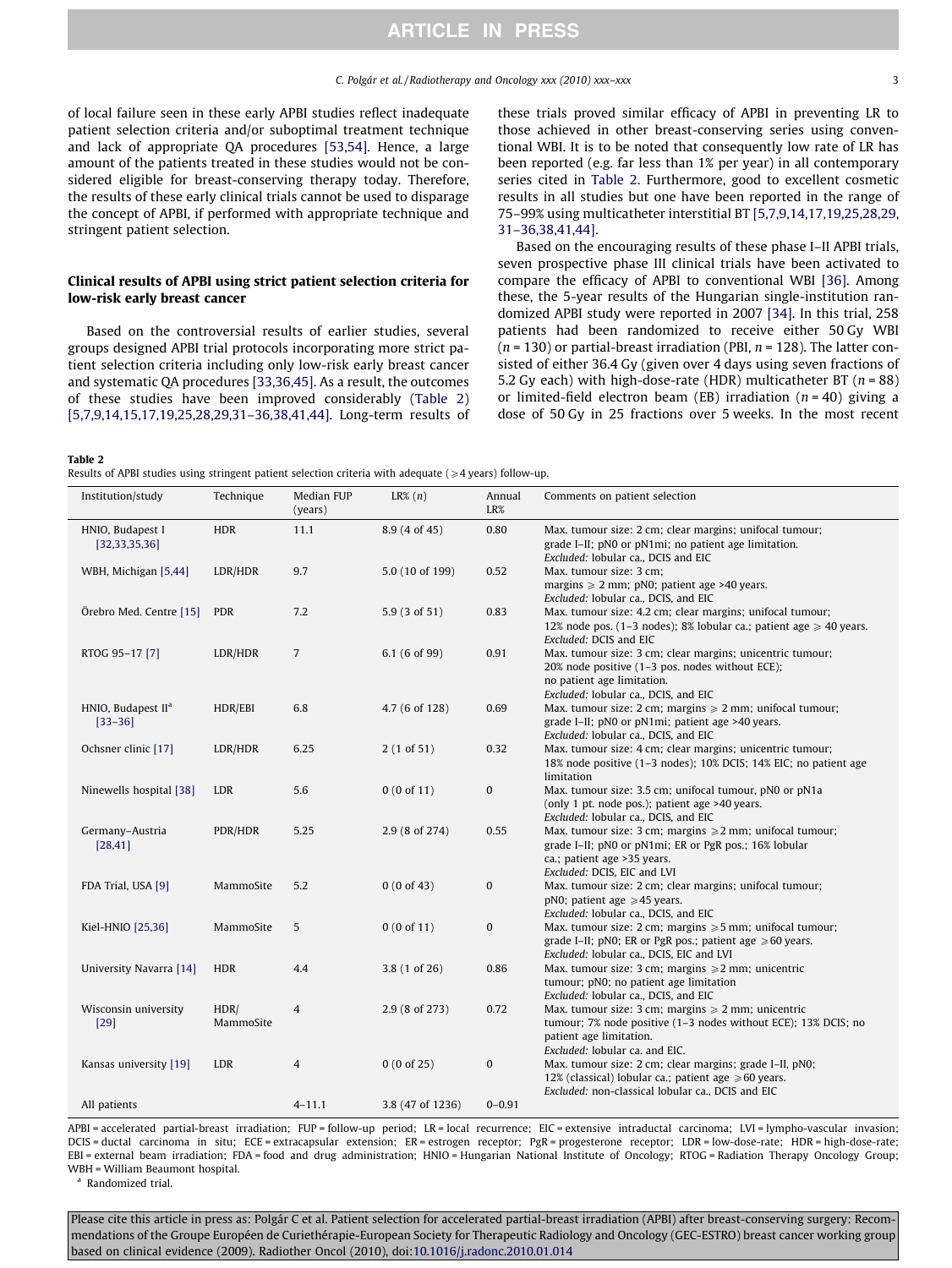of local failure seen in these early APBI studies reflect inadequate patient selection criteria and/or suboptimal treatment technique and lack of appropriate QA procedures [53,54]. Hence, a large amount of the patients treated in these studies would not be considered eligible for breast-conserving therapy today. Therefore, the results of these early clinical trials cannot be used to disparage the concept of APBI, if performed with appropriate technique and stringent patient selection.

## Clinical results of APBI using strict patient selection criteria for low-risk early breast cancer

Based on the controversial results of earlier studies, several groups designed APBI trial protocols incorporating more strict patient selection criteria including only low-risk early breast cancer and systematic QA procedures [33,36,45]. As a result, the outcomes of these studies have been improved considerably (Table 2) [5,7,9,14,15,17,19,25,28,29,31–36,38,41,44]. Long-term results of these trials proved similar efficacy of APBI in preventing LR to those achieved in other breast-conserving series using conventional WBI. It is to be noted that consequently low rate of LR has been reported (e.g. far less than 1% per year) in all contemporary series cited in Table 2. Furthermore, good to excellent cosmetic results in all studies but one have been reported in the range of 75–99% using multicatheter interstitial BT [5,7,9,14,17,19,25,28,29,31–36,38,41,44].

Based on the encouraging results of these phase I–II APBI trials, seven prospective phase III clinical trials have been activated to compare the efficacy of APBI to conventional WBI [36]. Among these, the 5-year results of the Hungarian single-institution randomized APBI study were reported in 2007 [34]. In this trial, 258 patients had been randomized to receive either 50 Gy WBI ($n = 130$) or partial-breast irradiation (PBI, $n = 128$). The latter consisted of either 36.4 Gy (given over 4 days using seven fractions of 5.2 Gy each) with high-dose-rate (HDR) multicatheter BT ($n = 88$) or limited-field electron beam (EB) irradiation ($n = 40$) giving a dose of 50 Gy in 25 fractions over 5 weeks. In the most recent

**Table 2**
Results of APBI studies using stringent patient selection criteria with adequate (⩾4 years) follow-up.

| Institution/study | Technique | Median FUP (years) | LR% (n) | Annual LR% | Comments on patient selection |
|---|---|---|---|---|---|
| HNIO, Budapest I [32,33,35,36] | HDR | 11.1 | 8.9 (4 of 45) | 0.80 | Max. tumour size: 2 cm; clear margins; unifocal tumour; grade I–II; pN0 or pN1mi; no patient age limitation. *Excluded:* lobular ca., DCIS and EIC |
| WBH, Michigan [5,44] | LDR/HDR | 9.7 | 5.0 (10 of 199) | 0.52 | Max. tumour size: 3 cm; margins ⩾ 2 mm; pN0; patient age >40 years. *Excluded:* lobular ca., DCIS, and EIC |
| Örebro Med. Centre [15] | PDR | 7.2 | 5.9 (3 of 51) | 0.83 | Max. tumour size: 4.2 cm; clear margins; unifocal tumour; 12% node pos. (1–3 nodes); 8% lobular ca.; patient age ⩾ 40 years. *Excluded:* DCIS and EIC |
| RTOG 95–17 [7] | LDR/HDR | 7 | 6.1 (6 of 99) | 0.91 | Max. tumour size: 3 cm; clear margins; unicentric tumour; 20% node positive (1–3 pos. nodes without ECE); no patient age limitation. *Excluded:* lobular ca., DCIS, and EIC |
| HNIO, Budapest II[a] [33–36] | HDR/EBI | 6.8 | 4.7 (6 of 128) | 0.69 | Max. tumour size: 2 cm; margins ⩾ 2 mm; unifocal tumour; grade I–II; pN0 or pN1mi; patient age >40 years. *Excluded:* lobular ca., DCIS, and EIC |
| Ochsner clinic [17] | LDR/HDR | 6.25 | 2 (1 of 51) | 0.32 | Max. tumour size: 4 cm; clear margins; unicentric tumour; 18% node positive (1–3 nodes); 10% DCIS; 14% EIC; no patient age limitation |
| Ninewells hospital [38] | LDR | 5.6 | 0 (0 of 11) | 0 | Max. tumour size: 3.5 cm; unifocal tumour, pN0 or pN1a (only 1 pt. node pos.); patient age >40 years. *Excluded:* lobular ca., DCIS, and EIC |
| Germany–Austria [28,41] | PDR/HDR | 5.25 | 2.9 (8 of 274) | 0.55 | Max. tumour size: 3 cm; margins ⩾2 mm; unifocal tumour; grade I–II; pN0 or pN1mi; ER or PgR pos.; 16% lobular ca.; patient age >35 years. *Excluded:* DCIS, EIC and LVI |
| FDA Trial, USA [9] | MammoSite | 5.2 | 0 (0 of 43) | 0 | Max. tumour size: 2 cm; clear margins; unifocal tumour; pN0; patient age ⩾45 years. *Excluded:* lobular ca., DCIS, and EIC |
| Kiel-HNIO [25,36] | MammoSite | 5 | 0 (0 of 11) | 0 | Max. tumour size: 2 cm; margins ⩾5 mm; unifocal tumour; grade I–II; pN0; ER or PgR pos.; patient age ⩾60 years. *Excluded:* lobular ca., DCIS, EIC and LVI |
| University Navarra [14] | HDR | 4.4 | 3.8 (1 of 26) | 0.86 | Max. tumour size: 3 cm; margins ⩾2 mm; unicentric tumour; pN0; no patient age limitation *Excluded:* lobular ca., DCIS, and EIC |
| Wisconsin university [29] | HDR/ MammoSite | 4 | 2.9 (8 of 273) | 0.72 | Max. tumour size: 3 cm; margins ⩾ 2 mm; unicentric tumour; 7% node positive (1–3 nodes without ECE); 13% DCIS; no patient age limitation. *Excluded:* lobular ca. and EIC. |
| Kansas university [19] | LDR | 4 | 0 (0 of 25) | 0 | Max. tumour size: 2 cm; clear margins; grade I–II, pN0; 12% (classical) lobular ca.; patient age ⩾60 years. *Excluded:* non-classical lobular ca., DCIS and EIC |
| All patients | | 4–11.1 | 3.8 (47 of 1236) | 0–0.91 | |

APBI = accelerated partial-breast irradiation; FUP = follow-up period; LR = local recurrence; EIC = extensive intraductal carcinoma; LVI = lympho-vascular invasion; DCIS = ductal carcinoma in situ; ECE = extracapsular extension; ER = estrogen receptor; PgR = progesterone receptor; LDR = low-dose-rate; HDR = high-dose-rate; EBI = external beam irradiation; FDA = food and drug administration; HNIO = Hungarian National Institute of Oncology; RTOG = Radiation Therapy Oncology Group; WBH = William Beaumont hospital.

[a] Randomized trial.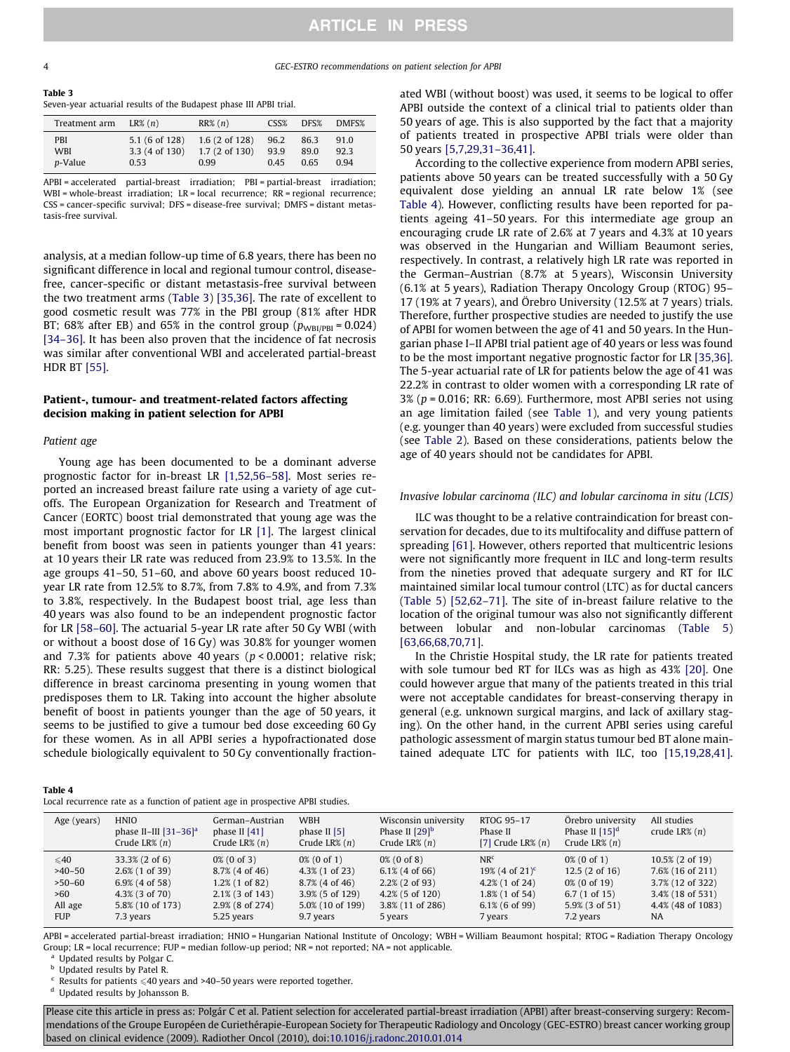**Table 3**
Seven-year actuarial results of the Budapest phase III APBI trial.

| Treatment arm | LR% (n) | RR% (n) | CSS% | DFS% | DMFS% |
|---|---|---|---|---|---|
| PBI | 5.1 (6 of 128) | 1.6 (2 of 128) | 96.2 | 86.3 | 91.0 |
| WBI | 3.3 (4 of 130) | 1.7 (2 of 130) | 93.9 | 89.0 | 92.3 |
| p-Value | 0.53 | 0.99 | 0.45 | 0.65 | 0.94 |

APBI = accelerated partial-breast irradiation; PBI = partial-breast irradiation; WBI = whole-breast irradiation; LR = local recurrence; RR = regional recurrence; CSS = cancer-specific survival; DFS = disease-free survival; DMFS = distant metastasis-free survival.

analysis, at a median follow-up time of 6.8 years, there has been no significant difference in local and regional tumour control, disease-free, cancer-specific or distant metastasis-free survival between the two treatment arms (Table 3) [35,36]. The rate of excellent to good cosmetic result was 77% in the PBI group (81% after HDR BT; 68% after EB) and 65% in the control group ($p_{WBI/PBI} = 0.024$) [34–36]. It has been also proven that the incidence of fat necrosis was similar after conventional WBI and accelerated partial-breast HDR BT [55].

## Patient-, tumour- and treatment-related factors affecting decision making in patient selection for APBI

### *Patient age*

Young age has been documented to be a dominant adverse prognostic factor for in-breast LR [1,52,56–58]. Most series reported an increased breast failure rate using a variety of age cut-offs. The European Organization for Research and Treatment of Cancer (EORTC) boost trial demonstrated that young age was the most important prognostic factor for LR [1]. The largest clinical benefit from boost was seen in patients younger than 41 years: at 10 years their LR rate was reduced from 23.9% to 13.5%. In the age groups 41–50, 51–60, and above 60 years boost reduced 10-year LR rate from 12.5% to 8.7%, from 7.8% to 4.9%, and from 7.3% to 3.8%, respectively. In the Budapest boost trial, age less than 40 years was also found to be an independent prognostic factor for LR [58–60]. The actuarial 5-year LR rate after 50 Gy WBI (with or without a boost dose of 16 Gy) was 30.8% for younger women and 7.3% for patients above 40 years ($p < 0.0001$; relative risk; RR: 5.25). These results suggest that there is a distinct biological difference in breast carcinoma presenting in young women that predisposes them to LR. Taking into account the higher absolute benefit of boost in patients younger than the age of 50 years, it seems to be justified to give a tumour bed dose exceeding 60 Gy for these women. As in all APBI series a hypofractionated dose schedule biologically equivalent to 50 Gy conventionally fractionated WBI (without boost) was used, it seems to be logical to offer APBI outside the context of a clinical trial to patients older than 50 years of age. This is also supported by the fact that a majority of patients treated in prospective APBI trials were older than 50 years [5,7,29,31–36,41].

According to the collective experience from modern APBI series, patients above 50 years can be treated successfully with a 50 Gy equivalent dose yielding an annual LR rate below 1% (see Table 4). However, conflicting results have been reported for patients ageing 41–50 years. For this intermediate age group an encouraging crude LR rate of 2.6% at 7 years and 4.3% at 10 years was observed in the Hungarian and William Beaumont series, respectively. In contrast, a relatively high LR rate was reported in the German–Austrian (8.7% at 5 years), Wisconsin University (6.1% at 5 years), Radiation Therapy Oncology Group (RTOG) 95–17 (19% at 7 years), and Örebro University (12.5% at 7 years) trials. Therefore, further prospective studies are needed to justify the use of APBI for women between the age of 41 and 50 years. In the Hungarian phase I–II APBI trial patient age of 40 years or less was found to be the most important negative prognostic factor for LR [35,36]. The 5-year actuarial rate of LR for patients below the age of 41 was 22.2% in contrast to older women with a corresponding LR rate of 3% ($p = 0.016$; RR: 6.69). Furthermore, most APBI series not using an age limitation failed (see Table 1), and very young patients (e.g. younger than 40 years) were excluded from successful studies (see Table 2). Based on these considerations, patients below the age of 40 years should not be candidates for APBI.

### *Invasive lobular carcinoma (ILC) and lobular carcinoma in situ (LCIS)*

ILC was thought to be a relative contraindication for breast conservation for decades, due to its multifocality and diffuse pattern of spreading [61]. However, others reported that multicentric lesions were not significantly more frequent in ILC and long-term results from the nineties proved that adequate surgery and RT for ILC maintained similar local tumour control (LTC) as for ductal cancers (Table 5) [52,62–71]. The site of in-breast failure relative to the location of the original tumour was also not significantly different between lobular and non-lobular carcinomas (Table 5) [63,66,68,70,71].

In the Christie Hospital study, the LR rate for patients treated with sole tumour bed RT for ILCs was as high as 43% [20]. One could however argue that many of the patients treated in this trial were not acceptable candidates for breast-conserving therapy in general (e.g. unknown surgical margins, and lack of axillary staging). On the other hand, in the current APBI series using careful pathologic assessment of margin status tumour bed BT alone maintained adequate LTC for patients with ILC, too [15,19,28,41].

**Table 4**
Local recurrence rate as a function of patient age in prospective APBI studies.

| Age (years) | HNIO phase II–III [31–36][a] Crude LR% (n) | German–Austrian phase II [41] Crude LR% (n) | WBH phase II [5] Crude LR% (n) | Wisconsin university Phase II [29][b] Crude LR% (n) | RTOG 95–17 Phase II [7] Crude LR% (n) | Örebro university Phase II [15][d] Crude LR% (n) | All studies crude LR% (n) |
|---|---|---|---|---|---|---|---|
| ⩽40 | 33.3% (2 of 6) | 0% (0 of 3) | 0% (0 of 1) | 0% (0 of 8) | NR[c] | 0% (0 of 1) | 10.5% (2 of 19) |
| >40–50 | 2.6% (1 of 39) | 8.7% (4 of 46) | 4.3% (1 of 23) | 6.1% (4 of 66) | 19% (4 of 21)[c] | 12.5 (2 of 16) | 7.6% (16 of 211) |
| >50–60 | 6.9% (4 of 58) | 1.2% (1 of 82) | 8.7% (4 of 46) | 2.2% (2 of 93) | 4.2% (1 of 24) | 0% (0 of 19) | 3.7% (12 of 322) |
| >60 | 4.3% (3 of 70) | 2.1% (3 of 143) | 3.9% (5 of 129) | 4.2% (5 of 120) | 1.8% (1 of 54) | 6.7 (1 of 15) | 3.4% (18 of 531) |
| All age | 5.8% (10 of 173) | 2.9% (8 of 274) | 5.0% (10 of 199) | 3.8% (11 of 286) | 6.1% (6 of 99) | 5.9% (3 of 51) | 4.4% (48 of 1083) |
| FUP | 7.3 years | 5.25 years | 9.7 years | 5 years | 7 years | 7.2 years | NA |

APBI = accelerated partial-breast irradiation; HNIO = Hungarian National Institute of Oncology; WBH = William Beaumont hospital; RTOG = Radiation Therapy Oncology Group; LR = local recurrence; FUP = median follow-up period; NR = not reported; NA = not applicable.
[a] Updated results by Polgar C.
[b] Updated results by Patel R.
[c] Results for patients ⩽40 years and >40–50 years were reported together.
[d] Updated results by Johansson B.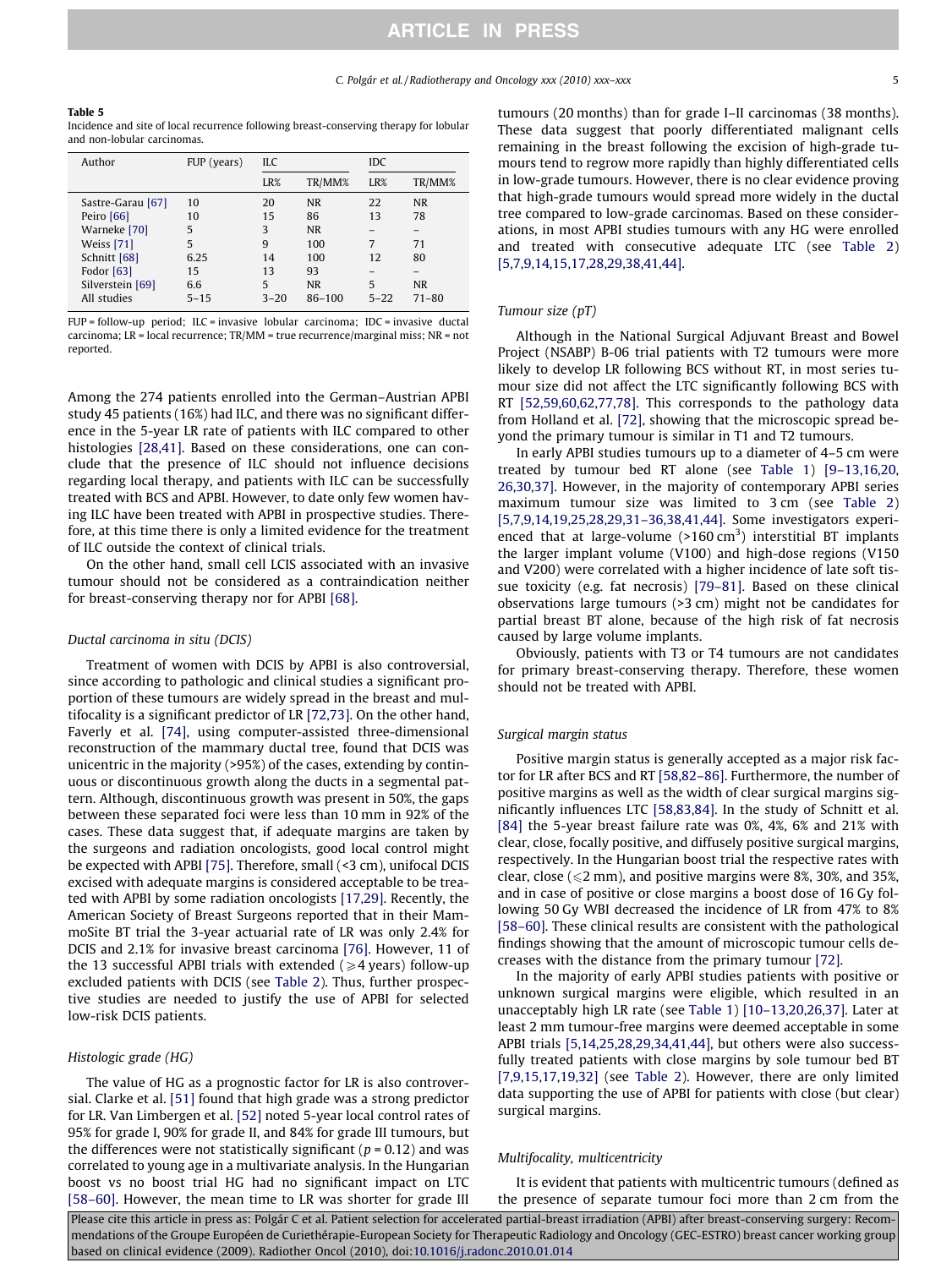**Table 5**
Incidence and site of local recurrence following breast-conserving therapy for lobular and non-lobular carcinomas.

| Author | FUP (years) | ILC | | IDC | |
|---|---|---|---|---|---|
| | | LR% | TR/MM% | LR% | TR/MM% |
| Sastre-Garau [67] | 10 | 20 | NR | 22 | NR |
| Peiro [66] | 10 | 15 | 86 | 13 | 78 |
| Warneke [70] | 5 | 3 | NR | – | – |
| Weiss [71] | 5 | 9 | 100 | 7 | 71 |
| Schnitt [68] | 6.25 | 14 | 100 | 12 | 80 |
| Fodor [63] | 15 | 13 | 93 | – | – |
| Silverstein [69] | 6.6 | 5 | NR | 5 | NR |
| All studies | 5–15 | 3–20 | 86–100 | 5–22 | 71–80 |

FUP = follow-up period; ILC = invasive lobular carcinoma; IDC = invasive ductal carcinoma; LR = local recurrence; TR/MM = true recurrence/marginal miss; NR = not reported.

Among the 274 patients enrolled into the German–Austrian APBI study 45 patients (16%) had ILC, and there was no significant difference in the 5-year LR rate of patients with ILC compared to other histologies [28,41]. Based on these considerations, one can conclude that the presence of ILC should not influence decisions regarding local therapy, and patients with ILC can be successfully treated with BCS and APBI. However, to date only few women having ILC have been treated with APBI in prospective studies. Therefore, at this time there is only a limited evidence for the treatment of ILC outside the context of clinical trials.

On the other hand, small cell LCIS associated with an invasive tumour should not be considered as a contraindication neither for breast-conserving therapy nor for APBI [68].

### *Ductal carcinoma in situ (DCIS)*

Treatment of women with DCIS by APBI is also controversial, since according to pathologic and clinical studies a significant proportion of these tumours are widely spread in the breast and multifocality is a significant predictor of LR [72,73]. On the other hand, Faverly et al. [74], using computer-assisted three-dimensional reconstruction of the mammary ductal tree, found that DCIS was unicentric in the majority (>95%) of the cases, extending by continuous or discontinuous growth along the ducts in a segmental pattern. Although, discontinuous growth was present in 50%, the gaps between these separated foci were less than 10 mm in 92% of the cases. These data suggest that, if adequate margins are taken by the surgeons and radiation oncologists, good local control might be expected with APBI [75]. Therefore, small (<3 cm), unifocal DCIS excised with adequate margins is considered acceptable to be treated with APBI by some radiation oncologists [17,29]. Recently, the American Society of Breast Surgeons reported that in their MammoSite BT trial the 3-year actuarial rate of LR was only 2.4% for DCIS and 2.1% for invasive breast carcinoma [76]. However, 11 of the 13 successful APBI trials with extended ($\geqslant$4 years) follow-up excluded patients with DCIS (see Table 2). Thus, further prospective studies are needed to justify the use of APBI for selected low-risk DCIS patients.

### *Histologic grade (HG)*

The value of HG as a prognostic factor for LR is also controversial. Clarke et al. [51] found that high grade was a strong predictor for LR. Van Limbergen et al. [52] noted 5-year local control rates of 95% for grade I, 90% for grade II, and 84% for grade III tumours, but the differences were not statistically significant ($p = 0.12$) and was correlated to young age in a multivariate analysis. In the Hungarian boost vs no boost trial HG had no significant impact on LTC [58–60]. However, the mean time to LR was shorter for grade III tumours (20 months) than for grade I–II carcinomas (38 months). These data suggest that poorly differentiated malignant cells remaining in the breast following the excision of high-grade tumours tend to regrow more rapidly than highly differentiated cells in low-grade tumours. However, there is no clear evidence proving that high-grade tumours would spread more widely in the ductal tree compared to low-grade carcinomas. Based on these considerations, in most APBI studies tumours with any HG were enrolled and treated with consecutive adequate LTC (see Table 2) [5,7,9,14,15,17,28,29,38,41,44].

### *Tumour size (pT)*

Although in the National Surgical Adjuvant Breast and Bowel Project (NSABP) B-06 trial patients with T2 tumours were more likely to develop LR following BCS without RT, in most series tumour size did not affect the LTC significantly following BCS with RT [52,59,60,62,77,78]. This corresponds to the pathology data from Holland et al. [72], showing that the microscopic spread beyond the primary tumour is similar in T1 and T2 tumours.

In early APBI studies tumours up to a diameter of 4–5 cm were treated by tumour bed RT alone (see Table 1) [9–13,16,20,26,30,37]. However, in the majority of contemporary APBI series maximum tumour size was limited to 3 cm (see Table 2) [5,7,9,14,19,25,28,29,31–36,38,41,44]. Some investigators experienced that at large-volume (>160 cm$^3$) interstitial BT implants the larger implant volume (V100) and high-dose regions (V150 and V200) were correlated with a higher incidence of late soft tissue toxicity (e.g. fat necrosis) [79–81]. Based on these clinical observations large tumours (>3 cm) might not be candidates for partial breast BT alone, because of the high risk of fat necrosis caused by large volume implants.

Obviously, patients with T3 or T4 tumours are not candidates for primary breast-conserving therapy. Therefore, these women should not be treated with APBI.

### *Surgical margin status*

Positive margin status is generally accepted as a major risk factor for LR after BCS and RT [58,82–86]. Furthermore, the number of positive margins as well as the width of clear surgical margins significantly influences LTC [58,83,84]. In the study of Schnitt et al. [84] the 5-year breast failure rate was 0%, 4%, 6% and 21% with clear, close, focally positive, and diffusely positive surgical margins, respectively. In the Hungarian boost trial the respective rates with clear, close ($\leqslant$2 mm), and positive margins were 8%, 30%, and 35%, and in case of positive or close margins a boost dose of 16 Gy following 50 Gy WBI decreased the incidence of LR from 47% to 8% [58–60]. These clinical results are consistent with the pathological findings showing that the amount of microscopic tumour cells decreases with the distance from the primary tumour [72].

In the majority of early APBI studies patients with positive or unknown surgical margins were eligible, which resulted in an unacceptably high LR rate (see Table 1) [10–13,20,26,37]. Later at least 2 mm tumour-free margins were deemed acceptable in some APBI trials [5,14,25,28,29,34,41,44], but others were also successfully treated patients with close margins by sole tumour bed BT [7,9,15,17,19,32] (see Table 2). However, there are only limited data supporting the use of APBI for patients with close (but clear) surgical margins.

### *Multifocality, multicentricity*

It is evident that patients with multicentric tumours (defined as the presence of separate tumour foci more than 2 cm from the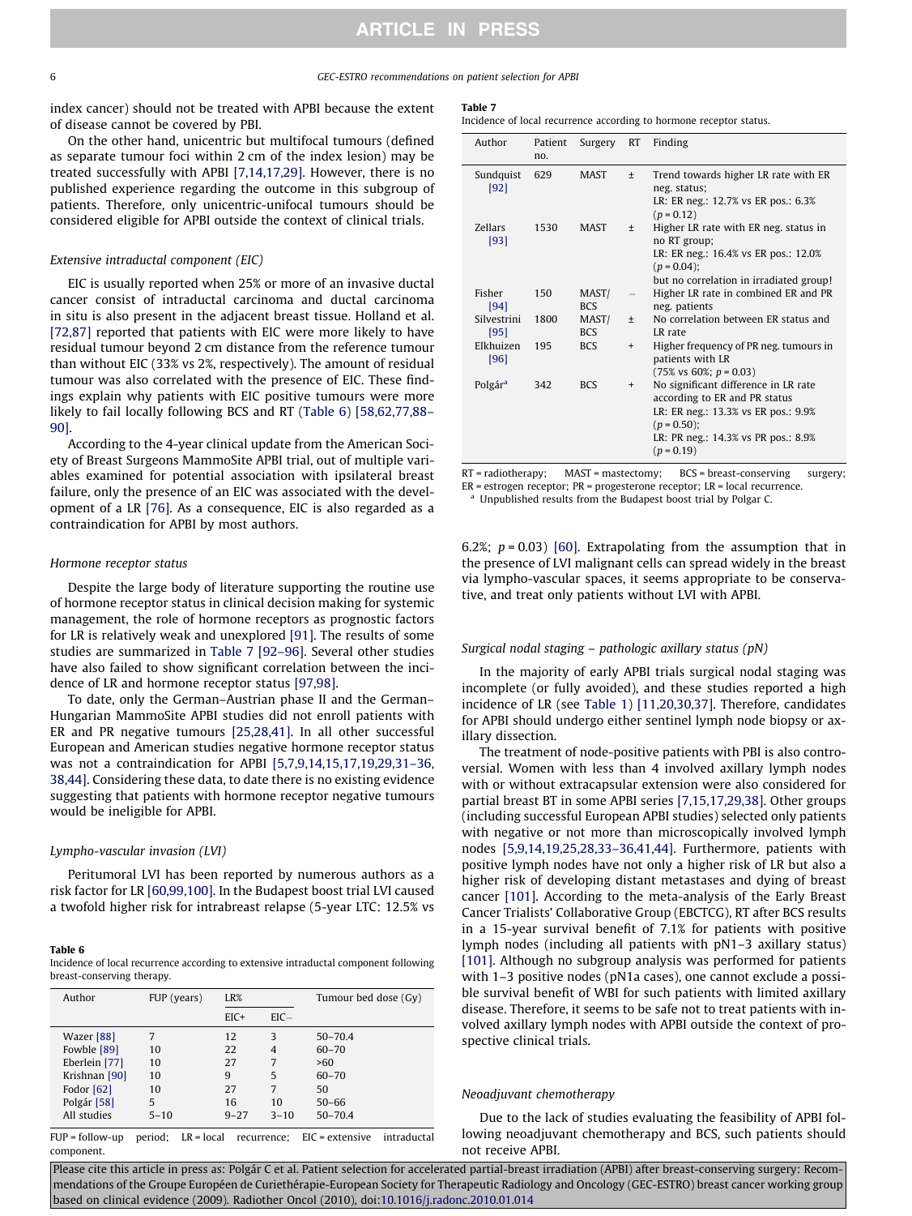index cancer) should not be treated with APBI because the extent of disease cannot be covered by PBI.

On the other hand, unicentric but multifocal tumours (defined as separate tumour foci within 2 cm of the index lesion) may be treated successfully with APBI [7,14,17,29]. However, there is no published experience regarding the outcome in this subgroup of patients. Therefore, only unicentric-unifocal tumours should be considered eligible for APBI outside the context of clinical trials.

### *Extensive intraductal component (EIC)*

EIC is usually reported when 25% or more of an invasive ductal cancer consist of intraductal carcinoma and ductal carcinoma in situ is also present in the adjacent breast tissue. Holland et al. [72,87] reported that patients with EIC were more likely to have residual tumour beyond 2 cm distance from the reference tumour than without EIC (33% vs 2%, respectively). The amount of residual tumour was also correlated with the presence of EIC. These findings explain why patients with EIC positive tumours were more likely to fail locally following BCS and RT (Table 6) [58,62,77,88–90].

According to the 4-year clinical update from the American Society of Breast Surgeons MammoSite APBI trial, out of multiple variables examined for potential association with ipsilateral breast failure, only the presence of an EIC was associated with the development of a LR [76]. As a consequence, EIC is also regarded as a contraindication for APBI by most authors.

**Table 6**
Incidence of local recurrence according to extensive intraductal component following breast-conserving therapy.

| Author | FUP (years) | LR% | | Tumour bed dose (Gy) |
|---|---|---|---|---|
| | | EIC+ | EIC− | |
| Wazer [88] | 7 | 12 | 3 | 50–70.4 |
| Fowble [89] | 10 | 22 | 4 | 60–70 |
| Eberlein [77] | 10 | 27 | 7 | >60 |
| Krishnan [90] | 10 | 9 | 5 | 60–70 |
| Fodor [62] | 10 | 27 | 7 | 50 |
| Polgár [58] | 5 | 16 | 10 | 50–66 |
| All studies | 5–10 | 9–27 | 3–10 | 50–70.4 |

FUP = follow-up period; LR = local recurrence; EIC = extensive intraductal component.

### *Hormone receptor status*

Despite the large body of literature supporting the routine use of hormone receptor status in clinical decision making for systemic management, the role of hormone receptors as prognostic factors for LR is relatively weak and unexplored [91]. The results of some studies are summarized in Table 7 [92–96]. Several other studies have also failed to show significant correlation between the incidence of LR and hormone receptor status [97,98].

To date, only the German–Austrian phase II and the German–Hungarian MammoSite APBI studies did not enroll patients with ER and PR negative tumours [25,28,41]. In all other successful European and American studies negative hormone receptor status was not a contraindication for APBI [5,7,9,14,15,17,19,29,31–36,38,44]. Considering these data, to date there is no existing evidence suggesting that patients with hormone receptor negative tumours would be ineligible for APBI.

**Table 7**
Incidence of local recurrence according to hormone receptor status.

| Author | Patient no. | Surgery | RT | Finding |
|---|---|---|---|---|
| Sundquist [92] | 629 | MAST | ± | Trend towards higher LR rate with ER neg. status; LR: ER neg.: 12.7% vs ER pos.: 6.3% ($p = 0.12$) |
| Zellars [93] | 1530 | MAST | ± | Higher LR rate with ER neg. status in no RT group; LR: ER neg.: 16.4% vs ER pos.: 12.0% ($p = 0.04$); but no correlation in irradiated group! |
| Fisher [94] | 150 | MAST/BCS | – | Higher LR rate in combined ER and PR neg. patients |
| Silvestrini [95] | 1800 | MAST/BCS | ± | No correlation between ER status and LR rate |
| Elkhuizen [96] | 195 | BCS | + | Higher frequency of PR neg. tumours in patients with LR (75% vs 60%; $p = 0.03$) |
| Polgár[a] | 342 | BCS | + | No significant difference in LR rate according to ER and PR status LR: ER neg.: 13.3% vs ER pos.: 9.9% ($p = 0.50$); LR: PR neg.: 14.3% vs PR pos.: 8.9% ($p = 0.19$) |

RT = radiotherapy; MAST = mastectomy; BCS = breast-conserving surgery; ER = estrogen receptor; PR = progesterone receptor; LR = local recurrence.
[a] Unpublished results from the Budapest boost trial by Polgar C.

### *Lympho-vascular invasion (LVI)*

Peritumoral LVI has been reported by numerous authors as a risk factor for LR [60,99,100]. In the Budapest boost trial LVI caused a twofold higher risk for intrabreast relapse (5-year LTC: 12.5% vs 6.2%; $p = 0.03$) [60]. Extrapolating from the assumption that in the presence of LVI malignant cells can spread widely in the breast via lympho-vascular spaces, it seems appropriate to be conservative, and treat only patients without LVI with APBI.

### *Surgical nodal staging – pathologic axillary status (pN)*

In the majority of early APBI trials surgical nodal staging was incomplete (or fully avoided), and these studies reported a high incidence of LR (see Table 1) [11,20,30,37]. Therefore, candidates for APBI should undergo either sentinel lymph node biopsy or axillary dissection.

The treatment of node-positive patients with PBI is also controversial. Women with less than 4 involved axillary lymph nodes with or without extracapsular extension were also considered for partial breast BT in some APBI series [7,15,17,29,38]. Other groups (including successful European APBI studies) selected only patients with negative or not more than microscopically involved lymph nodes [5,9,14,19,25,28,33–36,41,44]. Furthermore, patients with positive lymph nodes have not only a higher risk of LR but also a higher risk of developing distant metastases and dying of breast cancer [101]. According to the meta-analysis of the Early Breast Cancer Trialists' Collaborative Group (EBCTCG), RT after BCS results in a 15-year survival benefit of 7.1% for patients with positive lymph nodes (including all patients with pN1–3 axillary status) [101]. Although no subgroup analysis was performed for patients with 1–3 positive nodes (pN1a cases), one cannot exclude a possible survival benefit of WBI for such patients with limited axillary disease. Therefore, it seems to be safe not to treat patients with involved axillary lymph nodes with APBI outside the context of prospective clinical trials.

### *Neoadjuvant chemotherapy*

Due to the lack of studies evaluating the feasibility of APBI following neoadjuvant chemotherapy and BCS, such patients should not receive APBI.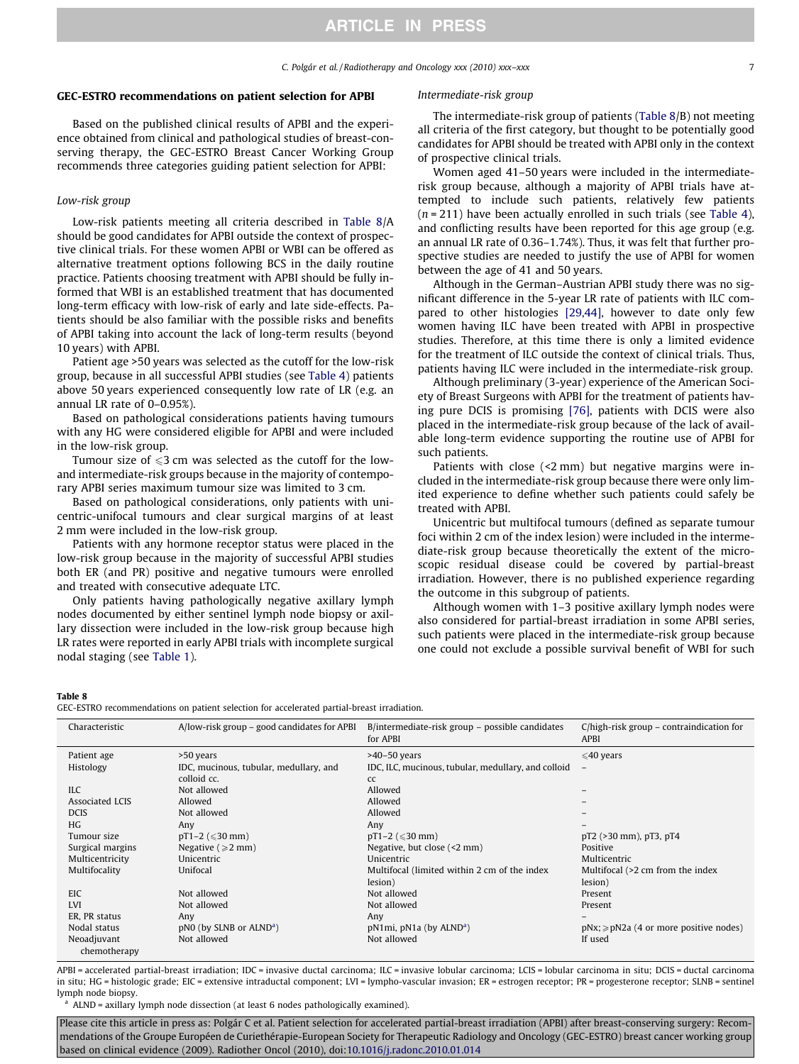## GEC-ESTRO recommendations on patient selection for APBI

Based on the published clinical results of APBI and the experience obtained from clinical and pathological studies of breast-conserving therapy, the GEC-ESTRO Breast Cancer Working Group recommends three categories guiding patient selection for APBI:

### *Low-risk group*

Low-risk patients meeting all criteria described in Table 8/A should be good candidates for APBI outside the context of prospective clinical trials. For these women APBI or WBI can be offered as alternative treatment options following BCS in the daily routine practice. Patients choosing treatment with APBI should be fully informed that WBI is an established treatment that has documented long-term efficacy with low-risk of early and late side-effects. Patients should be also familiar with the possible risks and benefits of APBI taking into account the lack of long-term results (beyond 10 years) with APBI.

Patient age >50 years was selected as the cutoff for the low-risk group, because in all successful APBI studies (see Table 4) patients above 50 years experienced consequently low rate of LR (e.g. an annual LR rate of 0–0.95%).

Based on pathological considerations patients having tumours with any HG were considered eligible for APBI and were included in the low-risk group.

Tumour size of $\leqslant$3 cm was selected as the cutoff for the low- and intermediate-risk groups because in the majority of contemporary APBI series maximum tumour size was limited to 3 cm.

Based on pathological considerations, only patients with unicentric-unifocal tumours and clear surgical margins of at least 2 mm were included in the low-risk group.

Patients with any hormone receptor status were placed in the low-risk group because in the majority of successful APBI studies both ER (and PR) positive and negative tumours were enrolled and treated with consecutive adequate LTC.

Only patients having pathologically negative axillary lymph nodes documented by either sentinel lymph node biopsy or axillary dissection were included in the low-risk group because high LR rates were reported in early APBI trials with incomplete surgical nodal staging (see Table 1).

### *Intermediate-risk group*

The intermediate-risk group of patients (Table 8/B) not meeting all criteria of the first category, but thought to be potentially good candidates for APBI should be treated with APBI only in the context of prospective clinical trials.

Women aged 41–50 years were included in the intermediate-risk group because, although a majority of APBI trials have attempted to include such patients, relatively few patients ($n$ = 211) have been actually enrolled in such trials (see Table 4), and conflicting results have been reported for this age group (e.g. an annual LR rate of 0.36–1.74%). Thus, it was felt that further prospective studies are needed to justify the use of APBI for women between the age of 41 and 50 years.

Although in the German–Austrian APBI study there was no significant difference in the 5-year LR rate of patients with ILC compared to other histologies [29,44], however to date only few women having ILC have been treated with APBI in prospective studies. Therefore, at this time there is only a limited evidence for the treatment of ILC outside the context of clinical trials. Thus, patients having ILC were included in the intermediate-risk group.

Although preliminary (3-year) experience of the American Society of Breast Surgeons with APBI for the treatment of patients having pure DCIS is promising [76], patients with DCIS were also placed in the intermediate-risk group because of the lack of available long-term evidence supporting the routine use of APBI for such patients.

Patients with close (<2 mm) but negative margins were included in the intermediate-risk group because there were only limited experience to define whether such patients could safely be treated with APBI.

Unicentric but multifocal tumours (defined as separate tumour foci within 2 cm of the index lesion) were included in the intermediate-risk group because theoretically the extent of the microscopic residual disease could be covered by partial-breast irradiation. However, there is no published experience regarding the outcome in this subgroup of patients.

Although women with 1–3 positive axillary lymph nodes were also considered for partial-breast irradiation in some APBI series, such patients were placed in the intermediate-risk group because one could not exclude a possible survival benefit of WBI for such

**Table 8**
GEC-ESTRO recommendations on patient selection for accelerated partial-breast irradiation.

| Characteristic | A/low-risk group – good candidates for APBI | B/intermediate-risk group – possible candidates for APBI | C/high-risk group – contraindication for APBI |
|---|---|---|---|
| Patient age | >50 years | >40–50 years | $\leqslant$40 years |
| Histology | IDC, mucinous, tubular, medullary, and colloid cc. | IDC, ILC, mucinous, tubular, medullary, and colloid cc | – |
| ILC | Not allowed | Allowed | – |
| Associated LCIS | Allowed | Allowed | – |
| DCIS | Not allowed | Allowed | – |
| HG | Any | Any | – |
| Tumour size | pT1–2 ($\leqslant$30 mm) | pT1–2 ($\leqslant$30 mm) | pT2 (>30 mm), pT3, pT4 |
| Surgical margins | Negative ($\geqslant$2 mm) | Negative, but close (<2 mm) | Positive |
| Multicentricity | Unicentric | Unicentric | Multicentric |
| Multifocality | Unifocal | Multifocal (limited within 2 cm of the index lesion) | Multifocal (>2 cm from the index lesion) |
| EIC | Not allowed | Not allowed | Present |
| LVI | Not allowed | Not allowed | Present |
| ER, PR status | Any | Any | – |
| Nodal status | pN0 (by SLNB or ALND[a]) | pN1mi, pN1a (by ALND[a]) | pNx; $\geqslant$pN2a (4 or more positive nodes) |
| Neoadjuvant chemotherapy | Not allowed | Not allowed | If used |

APBI = accelerated partial-breast irradiation; IDC = invasive ductal carcinoma; ILC = invasive lobular carcinoma; LCIS = lobular carcinoma in situ; DCIS = ductal carcinoma in situ; HG = histologic grade; EIC = extensive intraductal component; LVI = lympho-vascular invasion; ER = estrogen receptor; PR = progesterone receptor; SLNB = sentinel lymph node biopsy.

[a] ALND = axillary lymph node dissection (at least 6 nodes pathologically examined).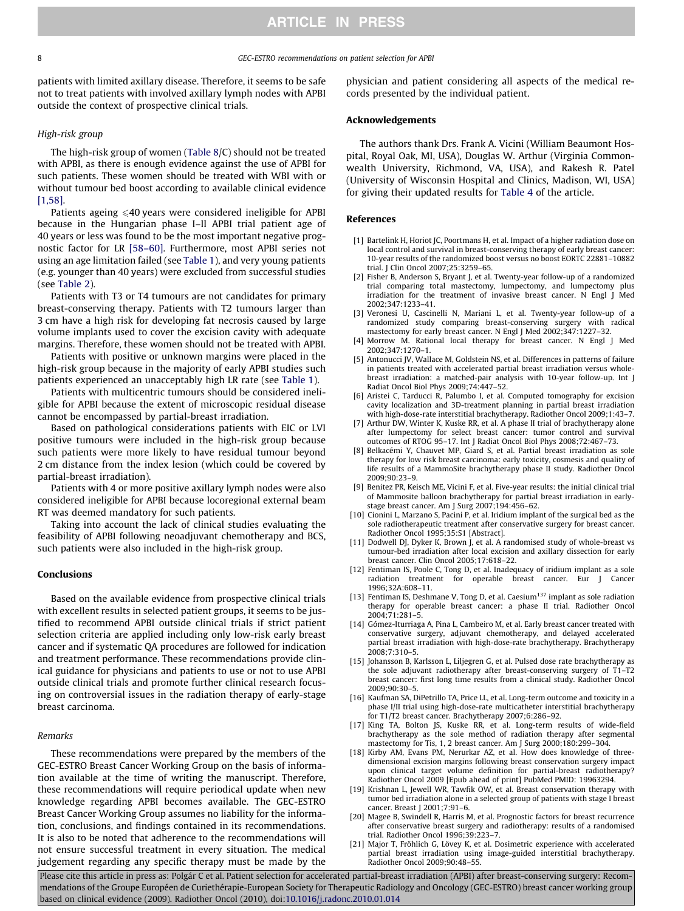patients with limited axillary disease. Therefore, it seems to be safe not to treat patients with involved axillary lymph nodes with APBI outside the context of prospective clinical trials.

### *High-risk group*

The high-risk group of women (Table 8/C) should not be treated with APBI, as there is enough evidence against the use of APBI for such patients. These women should be treated with WBI with or without tumour bed boost according to available clinical evidence [1,58].

Patients ageing ⩽40 years were considered ineligible for APBI because in the Hungarian phase I–II APBI trial patient age of 40 years or less was found to be the most important negative prognostic factor for LR [58–60]. Furthermore, most APBI series not using an age limitation failed (see Table 1), and very young patients (e.g. younger than 40 years) were excluded from successful studies (see Table 2).

Patients with T3 or T4 tumours are not candidates for primary breast-conserving therapy. Patients with T2 tumours larger than 3 cm have a high risk for developing fat necrosis caused by large volume implants used to cover the excision cavity with adequate margins. Therefore, these women should not be treated with APBI.

Patients with positive or unknown margins were placed in the high-risk group because in the majority of early APBI studies such patients experienced an unacceptably high LR rate (see Table 1).

Patients with multicentric tumours should be considered ineligible for APBI because the extent of microscopic residual disease cannot be encompassed by partial-breast irradiation.

Based on pathological considerations patients with EIC or LVI positive tumours were included in the high-risk group because such patients were more likely to have residual tumour beyond 2 cm distance from the index lesion (which could be covered by partial-breast irradiation).

Patients with 4 or more positive axillary lymph nodes were also considered ineligible for APBI because locoregional external beam RT was deemed mandatory for such patients.

Taking into account the lack of clinical studies evaluating the feasibility of APBI following neoadjuvant chemotherapy and BCS, such patients were also included in the high-risk group.

## Conclusions

Based on the available evidence from prospective clinical trials with excellent results in selected patient groups, it seems to be justified to recommend APBI outside clinical trials if strict patient selection criteria are applied including only low-risk early breast cancer and if systematic QA procedures are followed for indication and treatment performance. These recommendations provide clinical guidance for physicians and patients to use or not to use APBI outside clinical trials and promote further clinical research focusing on controversial issues in the radiation therapy of early-stage breast carcinoma.

### *Remarks*

These recommendations were prepared by the members of the GEC-ESTRO Breast Cancer Working Group on the basis of information available at the time of writing the manuscript. Therefore, these recommendations will require periodical update when new knowledge regarding APBI becomes available. The GEC-ESTRO Breast Cancer Working Group assumes no liability for the information, conclusions, and findings contained in its recommendations. It is also to be noted that adherence to the recommendations will not ensure successful treatment in every situation. The medical judgement regarding any specific therapy must be made by the physician and patient considering all aspects of the medical records presented by the individual patient.

## Acknowledgements

The authors thank Drs. Frank A. Vicini (William Beaumont Hospital, Royal Oak, MI, USA), Douglas W. Arthur (Virginia Commonwealth University, Richmond, VA, USA), and Rakesh R. Patel (University of Wisconsin Hospital and Clinics, Madison, WI, USA) for giving their updated results for Table 4 of the article.

## References

[1] Bartelink H, Horiot JC, Poortmans H, et al. Impact of a higher radiation dose on local control and survival in breast-conserving therapy of early breast cancer: 10-year results of the randomized boost versus no boost EORTC 22881–10882 trial. J Clin Oncol 2007;25:3259–65.

[2] Fisher B, Anderson S, Bryant J, et al. Twenty-year follow-up of a randomized trial comparing total mastectomy, lumpectomy, and lumpectomy plus irradiation for the treatment of invasive breast cancer. N Engl J Med 2002;347:1233–41.

[3] Veronesi U, Cascinelli N, Mariani L, et al. Twenty-year follow-up of a randomized study comparing breast-conserving surgery with radical mastectomy for early breast cancer. N Engl J Med 2002;347:1227–32.

[4] Morrow M. Rational local therapy for breast cancer. N Engl J Med 2002;347:1270–1.

[5] Antonucci JV, Wallace M, Goldstein NS, et al. Differences in patterns of failure in patients treated with accelerated partial breast irradiation versus whole-breast irradiation: a matched-pair analysis with 10-year follow-up. Int J Radiat Oncol Biol Phys 2009;74:447–52.

[6] Aristei C, Tarducci R, Palumbo I, et al. Computed tomography for excision cavity localization and 3D-treatment planning in partial breast irradiation with high-dose-rate interstitial brachytherapy. Radiother Oncol 2009;1:43–7.

[7] Arthur DW, Winter K, Kuske RR, et al. A phase II trial of brachytherapy alone after lumpectomy for select breast cancer: tumor control and survival outcomes of RTOG 95–17. Int J Radiat Oncol Biol Phys 2008;72:467–73.

[8] Belkacémi Y, Chauvet MP, Giard S, et al. Partial breast irradiation as sole therapy for low risk breast carcinoma: early toxicity, cosmesis and quality of life results of a MammoSite brachytherapy phase II study. Radiother Oncol 2009;90:23–9.

[9] Benitez PR, Keisch ME, Vicini F, et al. Five-year results: the initial clinical trial of Mammosite balloon brachytherapy for partial breast irradiation in early-stage breast cancer. Am J Surg 2007;194:456–62.

[10] Cionini L, Marzano S, Pacini P, et al. Iridium implant of the surgical bed as the sole radiotherapeutic treatment after conservative surgery for breast cancer. Radiother Oncol 1995;35:S1 [Abstract].

[11] Dodwell DJ, Dyker K, Brown J, et al. A randomised study of whole-breast vs tumour-bed irradiation after local excision and axillary dissection for early breast cancer. Clin Oncol 2005;17:618–22.

[12] Fentiman IS, Poole C, Tong D, et al. Inadequacy of iridium implant as a sole radiation treatment for operable breast cancer. Eur J Cancer 1996;32A:608–11.

[13] Fentiman IS, Deshmane V, Tong D, et al. Caesium$^{137}$ implant as sole radiation therapy for operable breast cancer: a phase II trial. Radiother Oncol 2004;71:281–5.

[14] Gómez-Iturriaga A, Pina L, Cambeiro M, et al. Early breast cancer treated with conservative surgery, adjuvant chemotherapy, and delayed accelerated partial breast irradiation with high-dose-rate brachytherapy. Brachytherapy 2008;7:310–5.

[15] Johansson B, Karlsson L, Liljegren G, et al. Pulsed dose rate brachytherapy as the sole adjuvant radiotherapy after breast-conserving surgery of T1–T2 breast cancer: first long time results from a clinical study. Radiother Oncol 2009;90:30–5.

[16] Kaufman SA, DiPetrillo TA, Price LL, et al. Long-term outcome and toxicity in a phase I/II trial using high-dose-rate multicatheter interstitial brachytherapy for T1/T2 breast cancer. Brachytherapy 2007;6:286–92.

[17] King TA, Bolton JS, Kuske RR, et al. Long-term results of wide-field brachytherapy as the sole method of radiation therapy after segmental mastectomy for Tis, 1, 2 breast cancer. Am J Surg 2000;180:299–304.

[18] Kirby AM, Evans PM, Nerurkar AZ, et al. How does knowledge of three-dimensional excision margins following breast conservation surgery impact upon clinical target volume definition for partial-breast radiotherapy? Radiother Oncol 2009 [Epub ahead of print] PubMed PMID: 19963294.

[19] Krishnan L, Jewell WR, Tawfik OW, et al. Breast conservation therapy with tumor bed irradiation alone in a selected group of patients with stage I breast cancer. Breast J 2001;7:91–6.

[20] Magee B, Swindell R, Harris M, et al. Prognostic factors for breast recurrence after conservative breast surgery and radiotherapy: results of a randomised trial. Radiother Oncol 1996;39:223–7.

[21] Major T, Fröhlich G, Lövey K, et al. Dosimetric experience with accelerated partial breast irradiation using image-guided interstitial brachytherapy. Radiother Oncol 2009;90:48–55.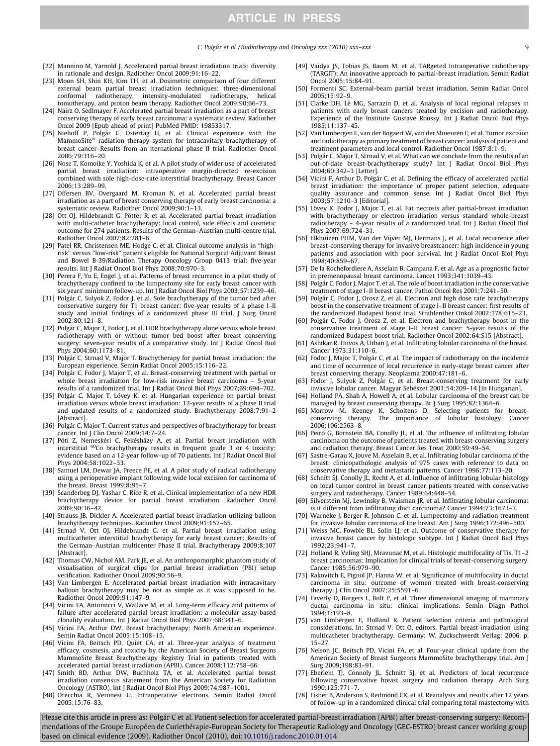[22] Mannino M, Yarnold J. Accelerated partial breast irradiation trials: diversity in rationale and design. Radiother Oncol 2009;91:16–22.

[23] Moon SH, Shin KH, Kim TH, et al. Dosimetric comparison of four different external beam partial breast irradiation techniques: three-dimensional conformal radiotherapy, intensity-modulated radiotherapy, helical tomotherapy, and proton beam therapy. Radiother Oncol 2009;90:66–73.

[24] Nairz O, Sedlmayer F. Accelerated partial breast irradiation as a part of breast conserving therapy of early breast carcinoma: a systematic review. Radiother Oncol 2009 [Epub ahead of print] PubMed PMID: 19853317.

[25] Niehoff P, Polgár C, Ostertag H, et al. Clinical experience with the MammoSite® radiation therapy system for intracavitary brachytherapy of breast cancer–Results from an iternational phase II trial. Radiother Oncol 2006;79:316–20.

[26] Nose T, Komoike Y, Yoshida K, et al. A pilot study of wider use of accelerated partial breast irradiation: intraoperative margin-directed re-excision combined with sole high-dose-rate interstitial brachytherapy. Breast Cancer 2006;13:289–99.

[27] Offersen BV, Overgaard M, Kroman N, et al. Accelerated partial breast irradiation as a part of breast conserving therapy of early breast carcinoma: a systematic review. Radiother Oncol 2009;90:1–13.

[28] Ott OJ, Hildebrandt G, Pötter R, et al. Accelerated partial breast irradiation with multi-catheter brachytherapy: local control, side effects and cosmetic outcome for 274 patients. Results of the German–Austrian multi-centre trial. Radiother Oncol 2007;82:281–6.

[29] Patel RR, Christensen ME, Hodge C, et al. Clinical outcome analysis in "high-risk" versus "low-risk" patients eligible for National Surgical Adjuvant Breast and Bowel B-39/Radiation Therapy Oncology Group 0413 trial: five-year results. Int J Radiat Oncol Biol Phys 2008;70:970–3.

[30] Perera F, Yu E, Engel J, et al. Patterns of breast recurrence in a pilot study of brachytherapy confined to the lumpectomy site for early breast cancer with six years' minimum follow-up. Int J Radiat Oncol Biol Phys 2003;57:1239–46.

[31] Polgár C, Sulyok Z, Fodor J, et al. Sole brachytherapy of the tumor bed after conservative surgery for T1 breast cancer: five-year results of a phase I–II study and initial findings of a randomized phase III trial. J Surg Oncol 2002;80:121–8.

[32] Polgár C, Major T, Fodor J, et al. HDR brachytherapy alone versus whole breast radiotherapy with or without tumor bed boost after breast conserving surgery: seven-year results of a comparative study. Int J Radiat Oncol Biol Phys 2004;60:1173–81.

[33] Polgár C, Strnad V, Major T. Brachytherapy for partial breast irradiation: the European experience. Semin Radiat Oncol 2005;15:116–22.

[34] Polgár C, Fodor J, Major T, et al. Breast-conserving treatment with partial or whole breast irradiation for low-risk invasive breast carcinoma – 5-year results of a randomized trial. Int J Radiat Oncol Biol Phys 2007;69:694–702.

[35] Polgár C, Major T, Lövey K, et al. Hungarian experience on partial breast irradiation versus whole breast irradiation: 12-year results of a phase II trial and updated results of a randomized study. Brachytherapy 2008;7:91–2 [Abstract].

[36] Polgár C, Major T. Current status and perspectives of brachytherapy for breast cancer. Int J Clin Oncol 2009;14:7–24.

[37] Póti Z, Nemeskéri C, Fekésházy A, et al. Partial breast irradiation with interstitial $^{60}$Co brachytherapy results in frequent grade 3 or 4 toxicity: evidence based on a 12-year follow-up of 70 patients. Int J Radiat Oncol Biol Phys 2004;58:1022–33.

[38] Samuel LM, Dewar JA, Preece PE, et al. A pilot study of radical radiotherapy using a perioperative implant following wide local excision for carcinoma of the breast. Breast 1999;8:95–7.

[39] Scanderbeg DJ, Yashar C, Rice R, et al. Clinical implementation of a new HDR brachytherapy device for partial breast irradiation. Radiother Oncol 2009;90:36–42.

[40] Strauss JB, Dickler A. Accelerated partial breast irradiation utilizing balloon brachytherapy techniques. Radiother Oncol 2009;91:157–65.

[41] Strnad V, Ott OJ, Hildebrandt G, et al. Partial breast irradiation using multicatheter interstitial brachytherapy for early breast cancer: Results of the German–Austrian multicenter Phase II trial. Brachytherapy 2009;8:107 [Abstract].

[42] Thomas CW, Nichol AM, Park JE, et al. An anthropomorphic phantom study of visualisation of surgical clips for partial breast irradiation (PBI) setup verification. Radiother Oncol 2009;90:56–9.

[43] Van Limbergen E. Accelerated partial breast irradiation with intracavitary balloon brachytherapy may be not as simple as it was supposed to be. Radiother Oncol 2009;91:147–9.

[44] Vicini FA, Antonucci V, Wallace M, et al. Long-term efficacy and patterns of failure after accelerated partial breast irradiation: a molecular assay-based clonality evaluation. Int J Radiat Oncol Biol Phys 2007;68:341–6.

[45] Vicini FA, Arthur DW. Breast brachytherapy: North American experience. Semin Radiat Oncol 2005;15:108–15.

[46] Vicini FA, Beitsch PD, Quiet CA, et al. Three-year analysis of treatment efficacy, cosmesis, and toxicity by the American Society of Breast Surgeons MammoSite Breast Brachytherapy Registry Trial in patients treated with accelerated partial breast irradiation (APBI). Cancer 2008;112:758–66.

[47] Smith BD, Arthur DW, Buchholz TA, et al. Accelerated partial breast irradiation consensus statement from the American Society for Radiation Oncology (ASTRO). Int J Radiat Oncol Biol Phys 2009;74:987–1001.

[48] Orecchia R, Veronesi U. Intraoperative electrons. Semin Radiat Oncol 2005;15:76–83.

[49] Vaidya JS, Tobias JS, Baum M, et al. TARgeted Intraoperative radiotherapy (TARGIT): An innovative approach to partial-breast irradiation. Semin Radiat Oncol 2005;15:84–91.

[50] Formenti SC. External-beam partial breast irradiation. Semin Radiat Oncol 2005;15:92–9.

[51] Clarke DH, Lé MG, Sarrazin D, et al. Analysis of local regional relapses in patients with early breast cancers treated by excision and radiotherapy. Experience of the Institute Gustave Roussy. Int J Radiat Oncol Biol Phys 1985;11:137–45.

[52] Van Limbergen E, van der Bogaert W, van der Shueuren E, et al. Tumor excision and radiotherapy as primary treatment of breast cancer: analysis of patient and treatment parameters and local control. Radiother Oncol 1987;8:1–9.

[53] Polgár C, Major T, Strnad V, et al. What can we conclude from the results of an out-of-date breast-brachytherapy study? Int J Radiat Oncol Biol Phys 2004;60:342–3 [Letter].

[54] Vicini F, Arthur D, Polgár C, et al. Defining the efficacy of accelerated partial breast irradiation: the importance of proper patient selection, adequate quality assurance and common sense. Int J Radiat Oncol Biol Phys 2003;57:1210–3 [Editorial].

[55] Lövey K, Fodor J, Major T, et al. Fat necrosis after partial-breast irradiation with brachytherapy or electron irradiation versus standard whole-breast radiotherapy – 4-year results of a randomized trial. Int J Radiat Oncol Biol Phys 2007;69:724–31.

[56] Elkhuizen PHM, Van der Vijver MJ, Hermans J, et al. Local recurrence after breast-conserving therapy for invasive breastcancer: high incidence in young patients and association with poor survival. Int J Radiat Oncol Biol Phys 1998;40:859–67.

[57] De la Rochefordiere A, Asselain B, Campana F, et al. Age as a prognostic factor in premenopausal breast carcinoma. Lancet 1993;341:1039–43.

[58] Polgár C, Fodor J, Major T, et al. The role of boost irradiation in the conservative treatment of stage I–II breast cancer. Pathol Oncol Res 2001;7:241–50.

[59] Polgár C, Fodor J, Orosz Z, et al. Electron and high dose rate brachytherapy boost in the conservative treatment of stage I–II breast cancer: first results of the randomized Budapest boost trial. Strahlenther Onkol 2002;178:615–23.

[60] Polgár C, Fodor J, Orosz Z, et al. Electron and brachytherapy boost in the conservative treatment of stage I–II breast cancer: 5-year results of the randomized Budapest boost trial. Radiother Oncol 2002;64:S15 [Abstract].

[61] Ashikar R, Huvos A, Urban J, et al. Infiltrating lobular carcinoma of the breast. Cancer 1973;31:110–6.

[62] Fodor J, Major T, Polgár C, et al. The impact of radiotherapy on the incidence and time of occurrence of local recurrence in early-stage breast cancer after breast conserving therapy. Neoplasma 2000;47:181–6.

[63] Fodor J, Sulyok Z, Polgár C, et al. Breast-conserving treatment for early invasive lobular cancer. Magyar Sebészet 2001;54:209–14 [In Hungarian].

[64] Holland PA, Shah A, Howell A, et al. Lobular carcinoma of the breast can be managed by breast conserving therapy. Br J Surg 1995;82:1364–6.

[65] Morrow M, Keeney K, Scholtens D. Selecting patients for breast-conserving therapy. The importance of lobular histology. Cancer 2006;106:2563–8.

[66] Peiro G, Bornstein BA, Conolly JL, et al. The influence of infiltrating lobular carcinoma on the outcome of patients treated with breast-conserving surgery and radiation therapy. Breast Cancer Res Treat 2000;59:49–54.

[67] Sastre-Garau X, Jouve M, Asselain B, et al. Infiltrating lobular carcinoma of the breast: clinicopathologic analysis of 975 cases with reference to data on conservative therapy and metastatic patterns. Cancer 1996;77:113–20.

[68] Schnitt SJ, Conolly JL, Recht A, et al. Influence of infiltrating lobular histology on local tumor control in breast cancer patients treated with conservative surgery and radiotherapy. Cancer 1989;64:448–54.

[69] Silverstein MJ, Lewinsky B, Waisman JR, et al. Infiltrating lobular carcinoma: is it different from infiltrating duct carcinoma? Cancer 1994;73:1673–7.

[70] Warneke J, Berger R, Johnson C, et al. Lumpectomy and radiation treatment for invasive lobular carcinoma of the breast. Am J Surg 1996;172:496–500.

[71] Weiss MC, Fowble BL, Solin LJ, et al. Outcome of conservative therapy for invasive breast cancer by histologic subtype. Int J Radiat Oncol Biol Phys 1992;23:941–7.

[72] Holland R, Veling SHJ, Mravunac M, et al. Histologic multifocality of Tis, T1–2 breast carcinomas: Implication for clinical trials of breast-conserving surgery. Cancer 1985;56:979–90.

[73] Rakovitch E, Pignol JP, Hanna W, et al. Significance of multifocality in ductal carcinoma in situ: outcome of women treated with breast-conserving therapy. J Clin Oncol 2007;25:5591–6.

[74] Faverly D, Burgers L, Bult P, et al. Three dimensional imaging of mammary ductal carcinoma in situ: clinical implications. Semin Diagn Pathol 1994;1:193–8.

[75] van Limbergen E, Holland R. Patient selection criteria and pathological considerations. In: Strnad V, Ott O, editors. Partial breast irradiation using multicatheter brachytherapy. Germany: W. Zuckschwerdt Verlag; 2006. p. 15–27.

[76] Nelson JC, Beitsch PD, Vicini FA, et al. Four-year clinical update from the American Society of Breast Surgeons MammoSite brachytherapy trial. Am J Surg 2009;198:83–91.

[77] Eberlein TJ, Connoly JL, Schnitt SJ, et al. Predictors of local recurrence following conservative breast surgery and radiation therapy. Arch Surg 1990;125:771–7.

[78] Fisher B, Anderson S, Redmond CK, et al. Reanalysis and results after 12 years of follow-up in a randomized clinical trial comparing total mastectomy with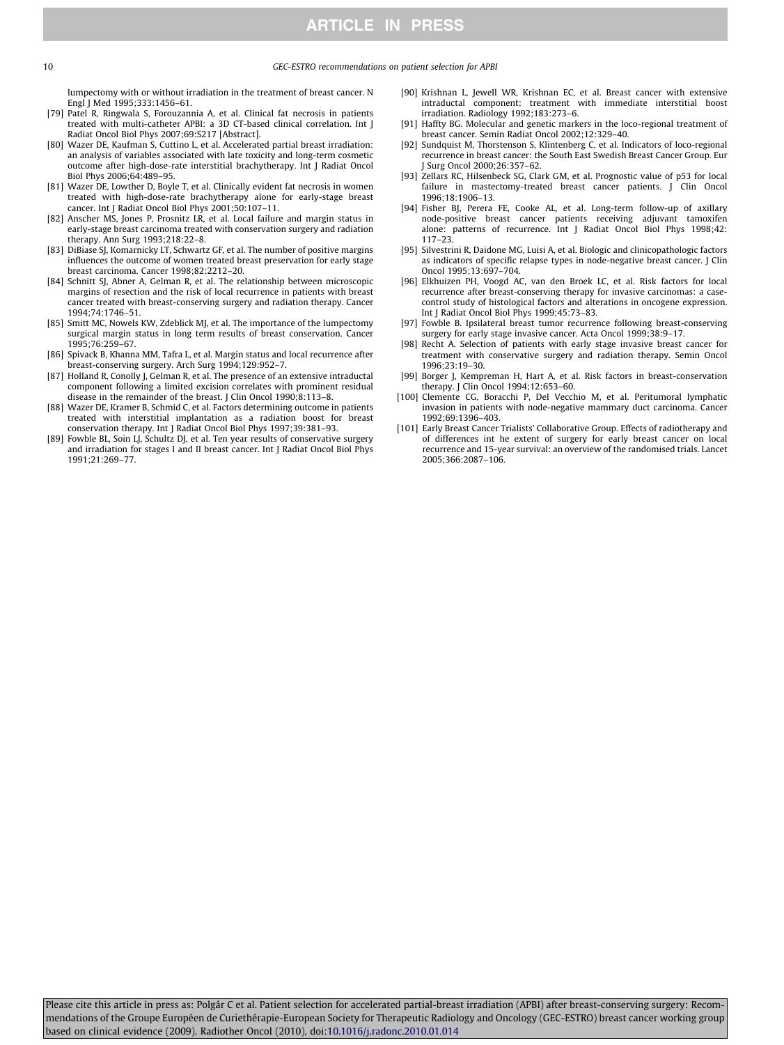lumpectomy with or without irradiation in the treatment of breast cancer. N Engl J Med 1995;333:1456–61.

[79] Patel R, Ringwala S, Forouzannia A, et al. Clinical fat necrosis in patients treated with multi-catheter APBI: a 3D CT-based clinical correlation. Int J Radiat Oncol Biol Phys 2007;69:S217 [Abstract].

[80] Wazer DE, Kaufman S, Cuttino L, et al. Accelerated partial breast irradiation: an analysis of variables associated with late toxicity and long-term cosmetic outcome after high-dose-rate interstitial brachytherapy. Int J Radiat Oncol Biol Phys 2006;64:489–95.

[81] Wazer DE, Lowther D, Boyle T, et al. Clinically evident fat necrosis in women treated with high-dose-rate brachytherapy alone for early-stage breast cancer. Int J Radiat Oncol Biol Phys 2001;50:107–11.

[82] Anscher MS, Jones P, Prosnitz LR, et al. Local failure and margin status in early-stage breast carcinoma treated with conservation surgery and radiation therapy. Ann Surg 1993;218:22–8.

[83] DiBiase SJ, Komarnicky LT, Schwartz GF, et al. The number of positive margins influences the outcome of women treated breast preservation for early stage breast carcinoma. Cancer 1998;82:2212–20.

[84] Schnitt SJ, Abner A, Gelman R, et al. The relationship between microscopic margins of resection and the risk of local recurrence in patients with breast cancer treated with breast-conserving surgery and radiation therapy. Cancer 1994;74:1746–51.

[85] Smitt MC, Nowels KW, Zdeblick MJ, et al. The importance of the lumpectomy surgical margin status in long term results of breast conservation. Cancer 1995;76:259–67.

[86] Spivack B, Khanna MM, Tafra L, et al. Margin status and local recurrence after breast-conserving surgery. Arch Surg 1994;129:952–7.

[87] Holland R, Conolly J, Gelman R, et al. The presence of an extensive intraductal component following a limited excision correlates with prominent residual disease in the remainder of the breast. J Clin Oncol 1990;8:113–8.

[88] Wazer DE, Kramer B, Schmid C, et al. Factors determining outcome in patients treated with interstitial implantation as a radiation boost for breast conservation therapy. Int J Radiat Oncol Biol Phys 1997;39:381–93.

[89] Fowble BL, Soin LJ, Schultz DJ, et al. Ten year results of conservative surgery and irradiation for stages I and II breast cancer. Int J Radiat Oncol Biol Phys 1991;21:269–77.

[90] Krishnan L, Jewell WR, Krishnan EC, et al. Breast cancer with extensive intraductal component: treatment with immediate interstitial boost irradiation. Radiology 1992;183:273–6.

[91] Haffty BG. Molecular and genetic markers in the loco-regional treatment of breast cancer. Semin Radiat Oncol 2002;12:329–40.

[92] Sundquist M, Thorstenson S, Klintenberg C, et al. Indicators of loco-regional recurrence in breast cancer: the South East Swedish Breast Cancer Group. Eur J Surg Oncol 2000;26:357–62.

[93] Zellars RC, Hilsenbeck SG, Clark GM, et al. Prognostic value of p53 for local failure in mastectomy-treated breast cancer patients. J Clin Oncol 1996;18:1906–13.

[94] Fisher BJ, Perera FE, Cooke AL, et al. Long-term follow-up of axillary node-positive breast cancer patients receiving adjuvant tamoxifen alone: patterns of recurrence. Int J Radiat Oncol Biol Phys 1998;42:117–23.

[95] Silvestrini R, Daidone MG, Luisi A, et al. Biologic and clinicopathologic factors as indicators of specific relapse types in node-negative breast cancer. J Clin Oncol 1995;13:697–704.

[96] Elkhuizen PH, Voogd AC, van den Broek LC, et al. Risk factors for local recurrence after breast-conserving therapy for invasive carcinomas: a case-control study of histological factors and alterations in oncogene expression. Int J Radiat Oncol Biol Phys 1999;45:73–83.

[97] Fowble B. Ipsilateral breast tumor recurrence following breast-conserving surgery for early stage invasive cancer. Acta Oncol 1999;38:9–17.

[98] Recht A. Selection of patients with early stage invasive breast cancer for treatment with conservative surgery and radiation therapy. Semin Oncol 1996;23:19–30.

[99] Borger J, Kempreman H, Hart A, et al. Risk factors in breast-conservation therapy. J Clin Oncol 1994;12:653–60.

[100] Clemente CG, Boracchi P, Del Vecchio M, et al. Peritumoral lymphatic invasion in patients with node-negative mammary duct carcinoma. Cancer 1992;69:1396–403.

[101] Early Breast Cancer Trialists' Collaborative Group. Effects of radiotherapy and of differences int he extent of surgery for early breast cancer on local recurrence and 15-year survival: an overview of the randomised trials. Lancet 2005;366:2087–106.

Please cite this article in press as: Polgár C et al. Patient selection for accelerated partial-breast irradiation (APBI) after breast-conserving surgery: Recommendations of the Groupe Européen de Curiethérapie-European Society for Therapeutic Radiology and Oncology (GEC-ESTRO) breast cancer working group based on clinical evidence (2009). Radiother Oncol (2010), doi:10.1016/j.radonc.2010.01.014